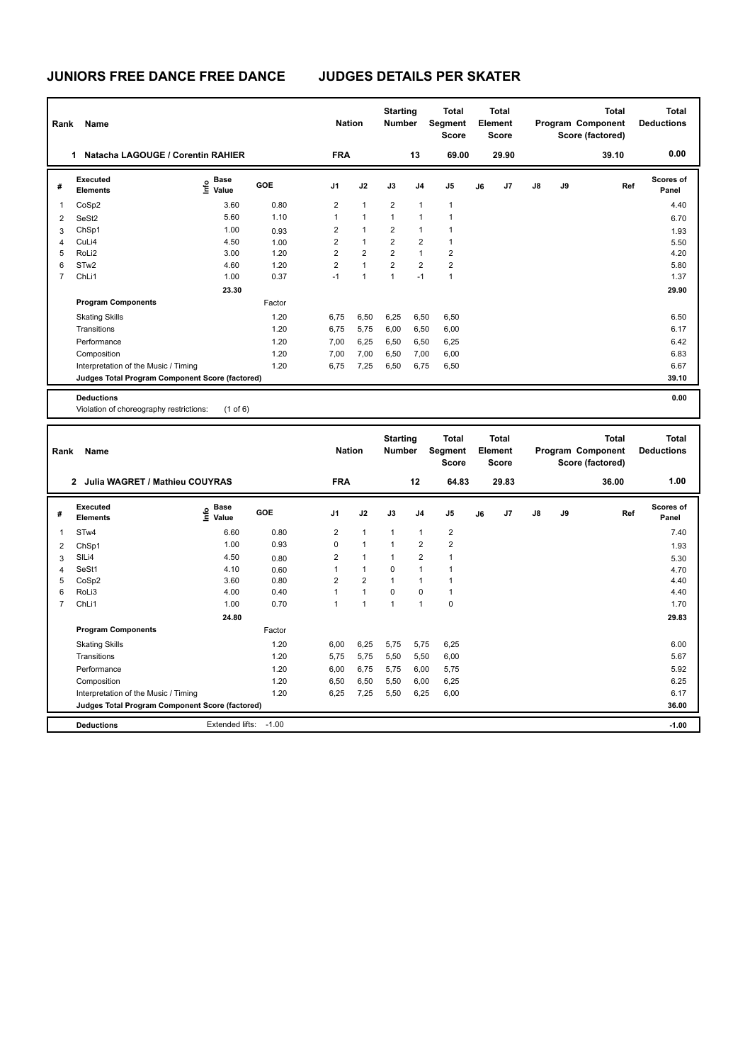# JUNIORS FREE DANCE FREE DANCE    JUDGES DETAILS PER SKATER

| Rank | Name | Nation | Starting Number | Total Segment Score | Total Element Score | Total Program Component Score (factored) | Total Deductions |
|---|---|---|---|---|---|---|---|
| 1 | Natacha LAGOUGE / Corentin RAHIER | FRA | 13 | 69.00 | 29.90 | 39.10 | 0.00 |

| # | Executed Elements | Info | Base Value | GOE | J1 | J2 | J3 | J4 | J5 | J6 | J7 | J8 | J9 | Ref | Scores of Panel |
|---|---|---|---|---|---|---|---|---|---|---|---|---|---|---|---|
| 1 | CoSp2 | | 3.60 | 0.80 | 2 | 1 | 2 | 1 | 1 | | | | | | 4.40 |
| 2 | SeSt2 | | 5.60 | 1.10 | 1 | 1 | 1 | 1 | 1 | | | | | | 6.70 |
| 3 | ChSp1 | | 1.00 | 0.93 | 2 | 1 | 2 | 1 | 1 | | | | | | 1.93 |
| 4 | CuLi4 | | 4.50 | 1.00 | 2 | 1 | 2 | 2 | 1 | | | | | | 5.50 |
| 5 | RoLi2 | | 3.00 | 1.20 | 2 | 2 | 2 | 1 | 2 | | | | | | 4.20 |
| 6 | STw2 | | 4.60 | 1.20 | 2 | 1 | 2 | 2 | 2 | | | | | | 5.80 |
| 7 | ChLi1 | | 1.00 | 0.37 | -1 | 1 | 1 | -1 | 1 | | | | | | 1.37 |
| | | | 23.30 | | | | | | | | | | | | 29.90 |
| | **Program Components** | | | Factor | | | | | | | | | | | |
| | Skating Skills | | | 1.20 | 6,75 | 6,50 | 6,25 | 6,50 | 6,50 | | | | | | 6.50 |
| | Transitions | | | 1.20 | 6,75 | 5,75 | 6,00 | 6,50 | 6,00 | | | | | | 6.17 |
| | Performance | | | 1.20 | 7,00 | 6,25 | 6,50 | 6,50 | 6,25 | | | | | | 6.42 |
| | Composition | | | 1.20 | 7,00 | 7,00 | 6,50 | 7,00 | 6,00 | | | | | | 6.83 |
| | Interpretation of the Music / Timing | | | 1.20 | 6,75 | 7,25 | 6,50 | 6,75 | 6,50 | | | | | | 6.67 |
| | **Judges Total Program Component Score (factored)** | | | | | | | | | | | | | | 39.10 |
| | **Deductions** | | | | | | | | | | | | | | 0.00 |

Violation of choreography restrictions: (1 of 6)

| Rank | Name | Nation | Starting Number | Total Segment Score | Total Element Score | Total Program Component Score (factored) | Total Deductions |
|---|---|---|---|---|---|---|---|
| 2 | Julia WAGRET / Mathieu COUYRAS | FRA | 12 | 64.83 | 29.83 | 36.00 | 1.00 |

| # | Executed Elements | Info | Base Value | GOE | J1 | J2 | J3 | J4 | J5 | J6 | J7 | J8 | J9 | Ref | Scores of Panel |
|---|---|---|---|---|---|---|---|---|---|---|---|---|---|---|---|
| 1 | STw4 | | 6.60 | 0.80 | 2 | 1 | 1 | 1 | 2 | | | | | | 7.40 |
| 2 | ChSp1 | | 1.00 | 0.93 | 0 | 1 | 1 | 2 | 2 | | | | | | 1.93 |
| 3 | SlLi4 | | 4.50 | 0.80 | 2 | 1 | 1 | 2 | 1 | | | | | | 5.30 |
| 4 | SeSt1 | | 4.10 | 0.60 | 1 | 1 | 0 | 1 | 1 | | | | | | 4.70 |
| 5 | CoSp2 | | 3.60 | 0.80 | 2 | 2 | 1 | 1 | 1 | | | | | | 4.40 |
| 6 | RoLi3 | | 4.00 | 0.40 | 1 | 1 | 0 | 0 | 1 | | | | | | 4.40 |
| 7 | ChLi1 | | 1.00 | 0.70 | 1 | 1 | 1 | 1 | 0 | | | | | | 1.70 |
| | | | 24.80 | | | | | | | | | | | | 29.83 |
| | **Program Components** | | | Factor | | | | | | | | | | | |
| | Skating Skills | | | 1.20 | 6,00 | 6,25 | 5,75 | 5,75 | 6,25 | | | | | | 6.00 |
| | Transitions | | | 1.20 | 5,75 | 5,75 | 5,50 | 5,50 | 6,00 | | | | | | 5.67 |
| | Performance | | | 1.20 | 6,00 | 6,75 | 5,75 | 6,00 | 5,75 | | | | | | 5.92 |
| | Composition | | | 1.20 | 6,50 | 6,50 | 5,50 | 6,00 | 6,25 | | | | | | 6.25 |
| | Interpretation of the Music / Timing | | | 1.20 | 6,25 | 7,25 | 5,50 | 6,25 | 6,00 | | | | | | 6.17 |
| | **Judges Total Program Component Score (factored)** | | | | | | | | | | | | | | 36.00 |
| | **Deductions** | Extended lifts: | | -1.00 | | | | | | | | | | | -1.00 |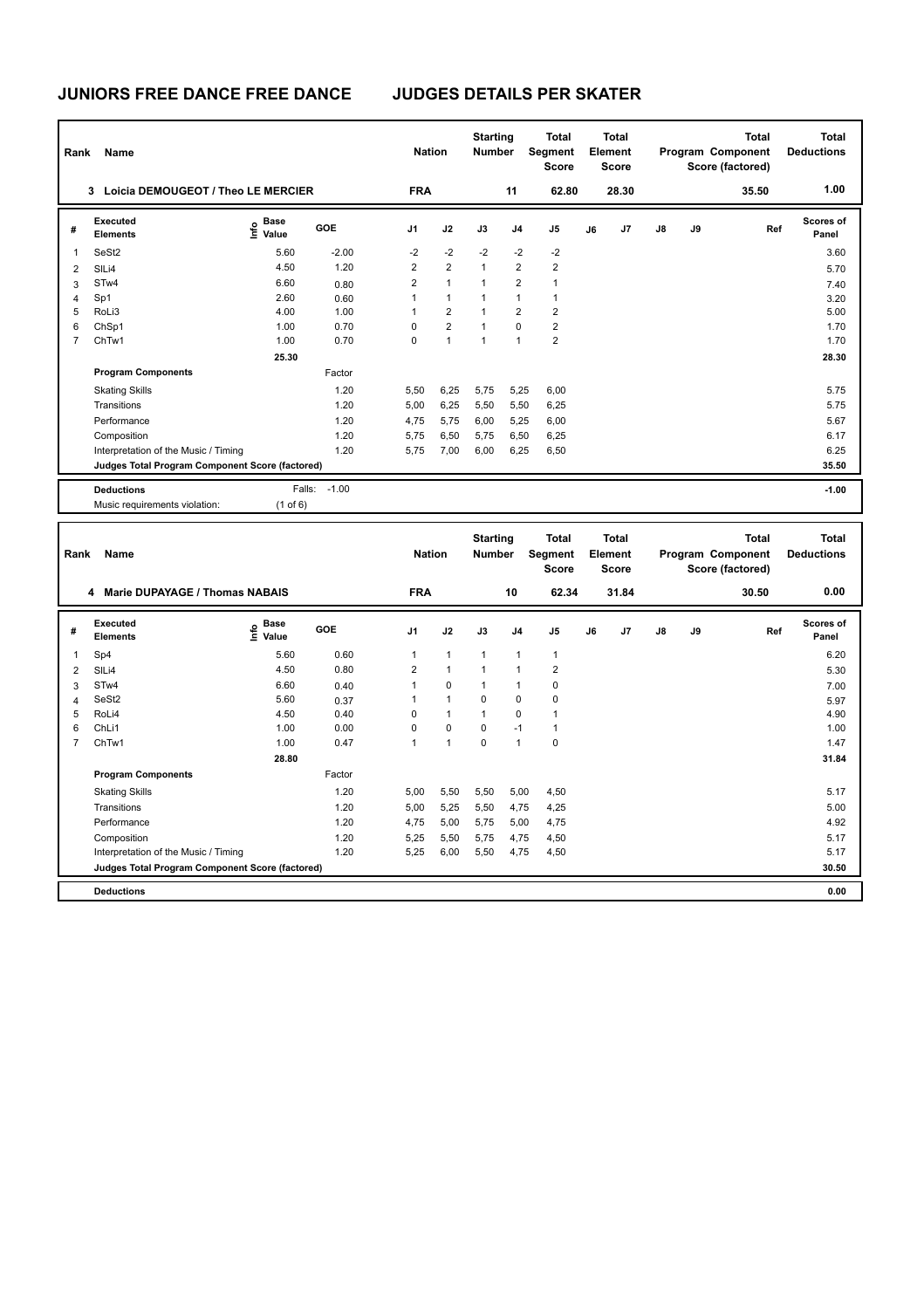# JUNIORS FREE DANCE FREE DANCE JUDGES DETAILS PER SKATER

| Rank | Name | Nation | Starting Number | Total Segment Score | Total Element Score | Total Program Component Score (factored) | Total Deductions |
|---|---|---|---|---|---|---|---|
| 3 | Loicia DEMOUGEOT / Theo LE MERCIER | FRA | 11 | 62.80 | 28.30 | 35.50 | 1.00 |

| # | Executed Elements | Info | Base Value | GOE | J1 | J2 | J3 | J4 | J5 | J6 | J7 | J8 | J9 | Ref | Scores of Panel |
|---|---|---|---|---|---|---|---|---|---|---|---|---|---|---|---|
| 1 | SeSt2 | | 5.60 | -2.00 | -2 | -2 | -2 | -2 | -2 | | | | | | 3.60 |
| 2 | SlLi4 | | 4.50 | 1.20 | 2 | 2 | 1 | 2 | 2 | | | | | | 5.70 |
| 3 | STw4 | | 6.60 | 0.80 | 2 | 1 | 1 | 2 | 1 | | | | | | 7.40 |
| 4 | Sp1 | | 2.60 | 0.60 | 1 | 1 | 1 | 1 | 1 | | | | | | 3.20 |
| 5 | RoLi3 | | 4.00 | 1.00 | 1 | 2 | 1 | 2 | 2 | | | | | | 5.00 |
| 6 | ChSp1 | | 1.00 | 0.70 | 0 | 2 | 1 | 0 | 2 | | | | | | 1.70 |
| 7 | ChTw1 | | 1.00 | 0.70 | 0 | 1 | 1 | 1 | 2 | | | | | | 1.70 |
| | | | 25.30 | | | | | | | | | | | | 28.30 |

| Program Components | Factor | J1 | J2 | J3 | J4 | J5 | J6 | J7 | J8 | J9 | Scores of Panel |
|---|---|---|---|---|---|---|---|---|---|---|---|
| Skating Skills | 1.20 | 5,50 | 6,25 | 5,75 | 5,25 | 6,00 | | | | | 5.75 |
| Transitions | 1.20 | 5,00 | 6,25 | 5,50 | 5,50 | 6,25 | | | | | 5.75 |
| Performance | 1.20 | 4,75 | 5,75 | 6,00 | 5,25 | 6,00 | | | | | 5.67 |
| Composition | 1.20 | 5,75 | 6,50 | 5,75 | 6,50 | 6,25 | | | | | 6.17 |
| Interpretation of the Music / Timing | 1.20 | 5,75 | 7,00 | 6,00 | 6,25 | 6,50 | | | | | 6.25 |
| Judges Total Program Component Score (factored) | | | | | | | | | | | 35.50 |

| Deductions | Falls: | -1.00 | -1.00 |
|---|---|---|---|
| Music requirements violation: | (1 of 6) | | |

| Rank | Name | Nation | Starting Number | Total Segment Score | Total Element Score | Total Program Component Score (factored) | Total Deductions |
|---|---|---|---|---|---|---|---|
| 4 | Marie DUPAYAGE / Thomas NABAIS | FRA | 10 | 62.34 | 31.84 | 30.50 | 0.00 |

| # | Executed Elements | Info | Base Value | GOE | J1 | J2 | J3 | J4 | J5 | J6 | J7 | J8 | J9 | Ref | Scores of Panel |
|---|---|---|---|---|---|---|---|---|---|---|---|---|---|---|---|
| 1 | Sp4 | | 5.60 | 0.60 | 1 | 1 | 1 | 1 | 1 | | | | | | 6.20 |
| 2 | SlLi4 | | 4.50 | 0.80 | 2 | 1 | 1 | 1 | 2 | | | | | | 5.30 |
| 3 | STw4 | | 6.60 | 0.40 | 1 | 0 | 1 | 1 | 0 | | | | | | 7.00 |
| 4 | SeSt2 | | 5.60 | 0.37 | 1 | 1 | 0 | 0 | 0 | | | | | | 5.97 |
| 5 | RoLi4 | | 4.50 | 0.40 | 0 | 1 | 1 | 0 | 1 | | | | | | 4.90 |
| 6 | ChLi1 | | 1.00 | 0.00 | 0 | 0 | 0 | -1 | 1 | | | | | | 1.00 |
| 7 | ChTw1 | | 1.00 | 0.47 | 1 | 1 | 0 | 1 | 0 | | | | | | 1.47 |
| | | | 28.80 | | | | | | | | | | | | 31.84 |

| Program Components | Factor | J1 | J2 | J3 | J4 | J5 | J6 | J7 | J8 | J9 | Scores of Panel |
|---|---|---|---|---|---|---|---|---|---|---|---|
| Skating Skills | 1.20 | 5,00 | 5,50 | 5,50 | 5,00 | 4,50 | | | | | 5.17 |
| Transitions | 1.20 | 5,00 | 5,25 | 5,50 | 4,75 | 4,25 | | | | | 5.00 |
| Performance | 1.20 | 4,75 | 5,00 | 5,75 | 5,00 | 4,75 | | | | | 4.92 |
| Composition | 1.20 | 5,25 | 5,50 | 5,75 | 4,75 | 4,50 | | | | | 5.17 |
| Interpretation of the Music / Timing | 1.20 | 5,25 | 6,00 | 5,50 | 4,75 | 4,50 | | | | | 5.17 |
| Judges Total Program Component Score (factored) | | | | | | | | | | | 30.50 |

| Deductions | | | 0.00 |
|---|---|---|---|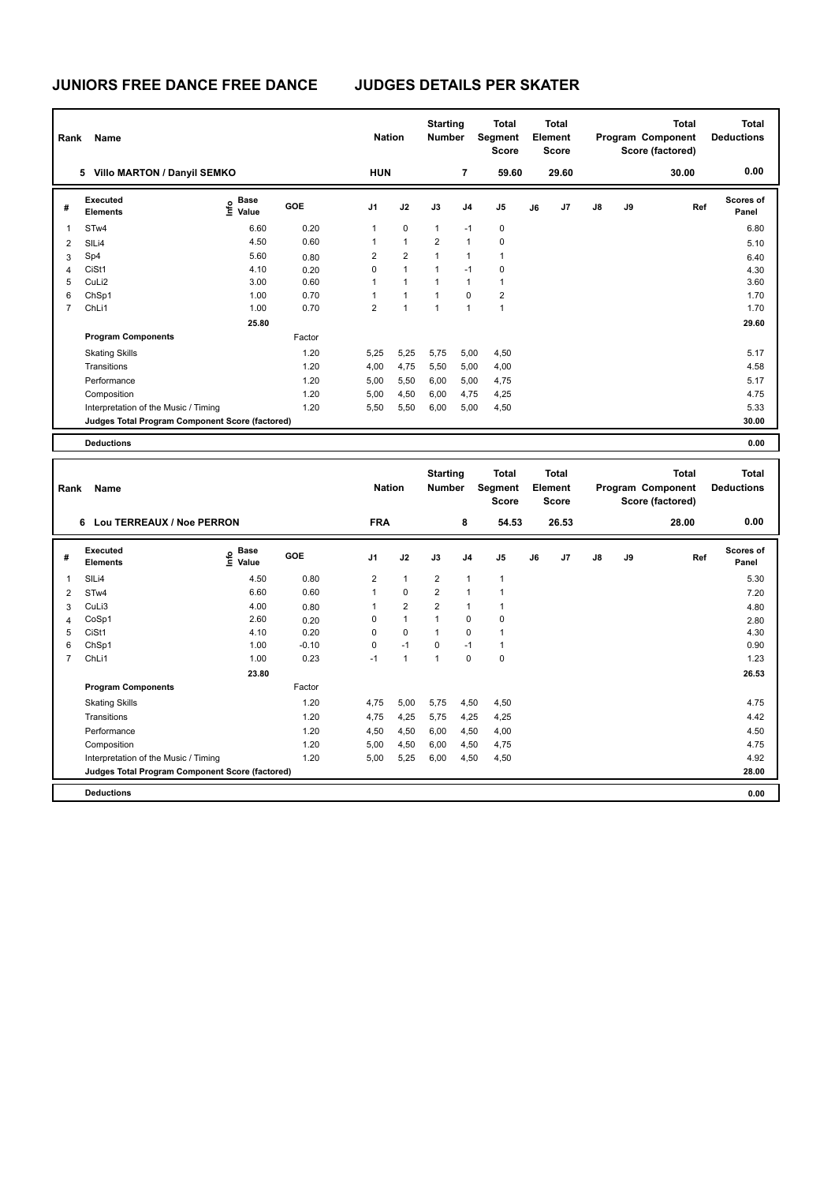# JUNIORS FREE DANCE FREE DANCE JUDGES DETAILS PER SKATER

| Rank | Name | Nation | Starting Number | Total Segment Score | Total Element Score | Total Program Component Score (factored) | Total Deductions |
|---|---|---|---|---|---|---|---|
| 5 | Villo MARTON / Danyil SEMKO | HUN | 7 | 59.60 | 29.60 | 30.00 | 0.00 |

| # | Executed Elements | Info | Base Value | GOE | J1 | J2 | J3 | J4 | J5 | J6 | J7 | J8 | J9 | Ref | Scores of Panel |
|---|---|---|---|---|---|---|---|---|---|---|---|---|---|---|---|
| 1 | STw4 | | 6.60 | 0.20 | 1 | 0 | 1 | -1 | 0 | | | | | | 6.80 |
| 2 | SlLi4 | | 4.50 | 0.60 | 1 | 1 | 2 | 1 | 0 | | | | | | 5.10 |
| 3 | Sp4 | | 5.60 | 0.80 | 2 | 2 | 1 | 1 | 1 | | | | | | 6.40 |
| 4 | CiSt1 | | 4.10 | 0.20 | 0 | 1 | 1 | -1 | 0 | | | | | | 4.30 |
| 5 | CuLi2 | | 3.00 | 0.60 | 1 | 1 | 1 | 1 | 1 | | | | | | 3.60 |
| 6 | ChSp1 | | 1.00 | 0.70 | 1 | 1 | 1 | 0 | 2 | | | | | | 1.70 |
| 7 | ChLi1 | | 1.00 | 0.70 | 2 | 1 | 1 | 1 | 1 | | | | | | 1.70 |
| | | | 25.80 | | | | | | | | | | | | 29.60 |
| | **Program Components** | | | Factor | | | | | | | | | | | |
| | Skating Skills | | | 1.20 | 5,25 | 5,25 | 5,75 | 5,00 | 4,50 | | | | | | 5.17 |
| | Transitions | | | 1.20 | 4,00 | 4,75 | 5,50 | 5,00 | 4,00 | | | | | | 4.58 |
| | Performance | | | 1.20 | 5,00 | 5,50 | 6,00 | 5,00 | 4,75 | | | | | | 5.17 |
| | Composition | | | 1.20 | 5,00 | 4,50 | 6,00 | 4,75 | 4,25 | | | | | | 4.75 |
| | Interpretation of the Music / Timing | | | 1.20 | 5,50 | 5,50 | 6,00 | 5,00 | 4,50 | | | | | | 5.33 |
| | **Judges Total Program Component Score (factored)** | | | | | | | | | | | | | | 30.00 |
| | **Deductions** | | | | | | | | | | | | | | 0.00 |

| Rank | Name | Nation | Starting Number | Total Segment Score | Total Element Score | Total Program Component Score (factored) | Total Deductions |
|---|---|---|---|---|---|---|---|
| 6 | Lou TERREAUX / Noe PERRON | FRA | 8 | 54.53 | 26.53 | 28.00 | 0.00 |

| # | Executed Elements | Info | Base Value | GOE | J1 | J2 | J3 | J4 | J5 | J6 | J7 | J8 | J9 | Ref | Scores of Panel |
|---|---|---|---|---|---|---|---|---|---|---|---|---|---|---|---|
| 1 | SlLi4 | | 4.50 | 0.80 | 2 | 1 | 2 | 1 | 1 | | | | | | 5.30 |
| 2 | STw4 | | 6.60 | 0.60 | 1 | 0 | 2 | 1 | 1 | | | | | | 7.20 |
| 3 | CuLi3 | | 4.00 | 0.80 | 1 | 2 | 2 | 1 | 1 | | | | | | 4.80 |
| 4 | CoSp1 | | 2.60 | 0.20 | 0 | 1 | 1 | 0 | 0 | | | | | | 2.80 |
| 5 | CiSt1 | | 4.10 | 0.20 | 0 | 0 | 1 | 0 | 1 | | | | | | 4.30 |
| 6 | ChSp1 | | 1.00 | -0.10 | 0 | -1 | 0 | -1 | 1 | | | | | | 0.90 |
| 7 | ChLi1 | | 1.00 | 0.23 | -1 | 1 | 1 | 0 | 0 | | | | | | 1.23 |
| | | | 23.80 | | | | | | | | | | | | 26.53 |
| | **Program Components** | | | Factor | | | | | | | | | | | |
| | Skating Skills | | | 1.20 | 4,75 | 5,00 | 5,75 | 4,50 | 4,50 | | | | | | 4.75 |
| | Transitions | | | 1.20 | 4,75 | 4,25 | 5,75 | 4,25 | 4,25 | | | | | | 4.42 |
| | Performance | | | 1.20 | 4,50 | 4,50 | 6,00 | 4,50 | 4,00 | | | | | | 4.50 |
| | Composition | | | 1.20 | 5,00 | 4,50 | 6,00 | 4,50 | 4,75 | | | | | | 4.75 |
| | Interpretation of the Music / Timing | | | 1.20 | 5,00 | 5,25 | 6,00 | 4,50 | 4,50 | | | | | | 4.92 |
| | **Judges Total Program Component Score (factored)** | | | | | | | | | | | | | | 28.00 |
| | **Deductions** | | | | | | | | | | | | | | 0.00 |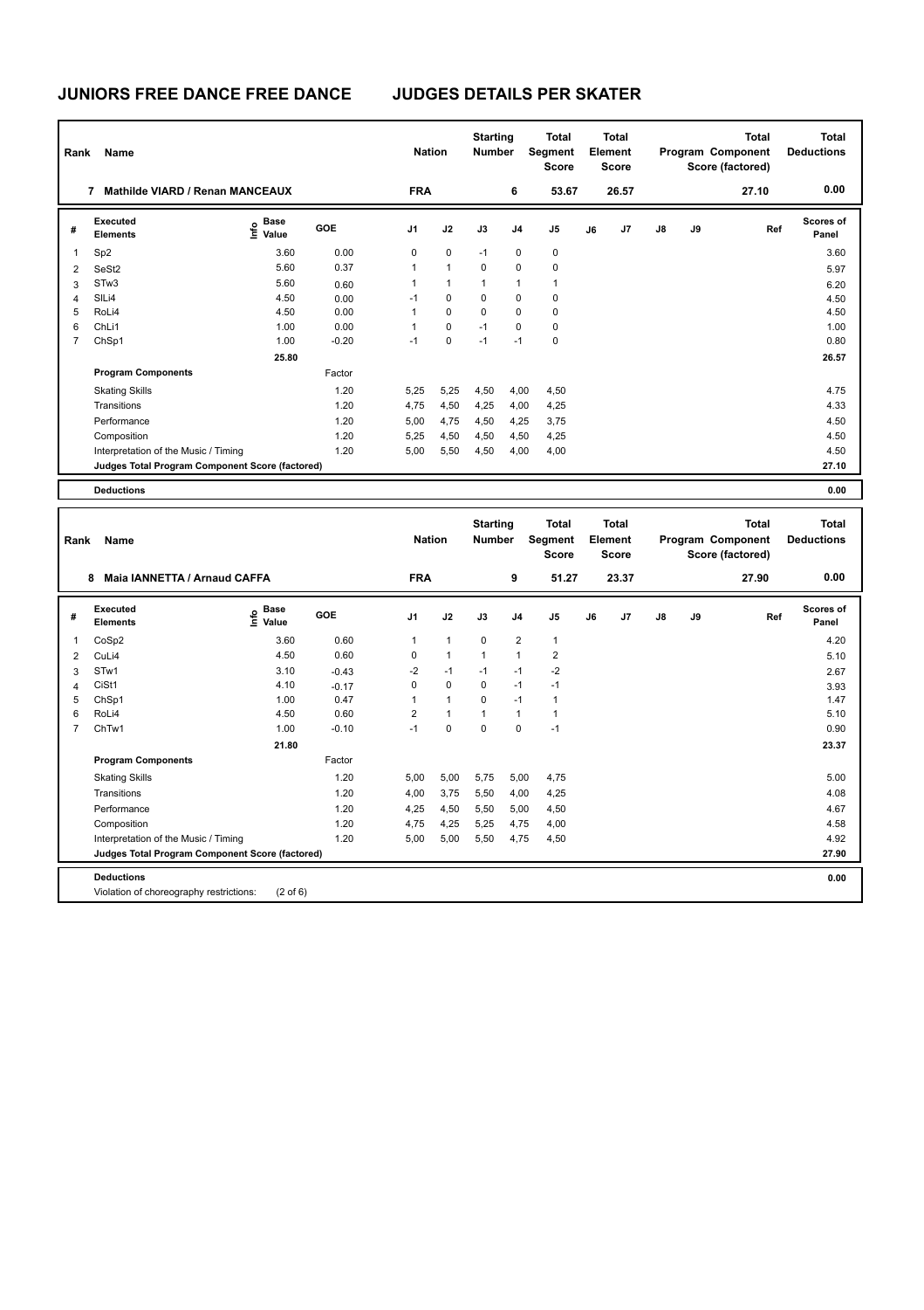# JUNIORS FREE DANCE FREE DANCE — JUDGES DETAILS PER SKATER

| Rank | Name | Nation | Starting Number | Total Segment Score | Total Element Score | Total Program Component Score (factored) | Total Deductions |
|---|---|---|---|---|---|---|---|
| 7 | Mathilde VIARD / Renan MANCEAUX | FRA | 6 | 53.67 | 26.57 | 27.10 | 0.00 |

| # | Executed Elements | Info | Base Value | GOE | J1 | J2 | J3 | J4 | J5 | J6 | J7 | J8 | J9 | Ref | Scores of Panel |
|---|---|---|---|---|---|---|---|---|---|---|---|---|---|---|---|
| 1 | Sp2 | | 3.60 | 0.00 | 0 | 0 | -1 | 0 | 0 | | | | | | 3.60 |
| 2 | SeSt2 | | 5.60 | 0.37 | 1 | 1 | 0 | 0 | 0 | | | | | | 5.97 |
| 3 | STw3 | | 5.60 | 0.60 | 1 | 1 | 1 | 1 | 1 | | | | | | 6.20 |
| 4 | SlLi4 | | 4.50 | 0.00 | -1 | 0 | 0 | 0 | 0 | | | | | | 4.50 |
| 5 | RoLi4 | | 4.50 | 0.00 | 1 | 0 | 0 | 0 | 0 | | | | | | 4.50 |
| 6 | ChLi1 | | 1.00 | 0.00 | 1 | 0 | -1 | 0 | 0 | | | | | | 1.00 |
| 7 | ChSp1 | | 1.00 | -0.20 | -1 | 0 | -1 | -1 | 0 | | | | | | 0.80 |
| | | | 25.80 | | | | | | | | | | | | 26.57 |

| Program Components | Factor | J1 | J2 | J3 | J4 | J5 | J6 | J7 | J8 | J9 | Scores of Panel |
|---|---|---|---|---|---|---|---|---|---|---|---|
| Skating Skills | 1.20 | 5,25 | 5,25 | 4,50 | 4,00 | 4,50 | | | | | 4.75 |
| Transitions | 1.20 | 4,75 | 4,50 | 4,25 | 4,00 | 4,25 | | | | | 4.33 |
| Performance | 1.20 | 5,00 | 4,75 | 4,50 | 4,25 | 3,75 | | | | | 4.50 |
| Composition | 1.20 | 5,25 | 4,50 | 4,50 | 4,50 | 4,25 | | | | | 4.50 |
| Interpretation of the Music / Timing | 1.20 | 5,00 | 5,50 | 4,50 | 4,00 | 4,00 | | | | | 4.50 |
| Judges Total Program Component Score (factored) | | | | | | | | | | | 27.10 |

**Deductions** 0.00

| Rank | Name | Nation | Starting Number | Total Segment Score | Total Element Score | Total Program Component Score (factored) | Total Deductions |
|---|---|---|---|---|---|---|---|
| 8 | Maia IANNETTA / Arnaud CAFFA | FRA | 9 | 51.27 | 23.37 | 27.90 | 0.00 |

| # | Executed Elements | Info | Base Value | GOE | J1 | J2 | J3 | J4 | J5 | J6 | J7 | J8 | J9 | Ref | Scores of Panel |
|---|---|---|---|---|---|---|---|---|---|---|---|---|---|---|---|
| 1 | CoSp2 | | 3.60 | 0.60 | 1 | 1 | 0 | 2 | 1 | | | | | | 4.20 |
| 2 | CuLi4 | | 4.50 | 0.60 | 0 | 1 | 1 | 1 | 2 | | | | | | 5.10 |
| 3 | STw1 | | 3.10 | -0.43 | -2 | -1 | -1 | -1 | -2 | | | | | | 2.67 |
| 4 | CiSt1 | | 4.10 | -0.17 | 0 | 0 | 0 | -1 | -1 | | | | | | 3.93 |
| 5 | ChSp1 | | 1.00 | 0.47 | 1 | 1 | 0 | -1 | 1 | | | | | | 1.47 |
| 6 | RoLi4 | | 4.50 | 0.60 | 2 | 1 | 1 | 1 | 1 | | | | | | 5.10 |
| 7 | ChTw1 | | 1.00 | -0.10 | -1 | 0 | 0 | 0 | -1 | | | | | | 0.90 |
| | | | 21.80 | | | | | | | | | | | | 23.37 |

| Program Components | Factor | J1 | J2 | J3 | J4 | J5 | J6 | J7 | J8 | J9 | Scores of Panel |
|---|---|---|---|---|---|---|---|---|---|---|---|
| Skating Skills | 1.20 | 5,00 | 5,00 | 5,75 | 5,00 | 4,75 | | | | | 5.00 |
| Transitions | 1.20 | 4,00 | 3,75 | 5,50 | 4,00 | 4,25 | | | | | 4.08 |
| Performance | 1.20 | 4,25 | 4,50 | 5,50 | 5,00 | 4,50 | | | | | 4.67 |
| Composition | 1.20 | 4,75 | 4,25 | 5,25 | 4,75 | 4,00 | | | | | 4.58 |
| Interpretation of the Music / Timing | 1.20 | 5,00 | 5,00 | 5,50 | 4,75 | 4,50 | | | | | 4.92 |
| Judges Total Program Component Score (factored) | | | | | | | | | | | 27.90 |

**Deductions** 0.00

Violation of choreography restrictions: (2 of 6)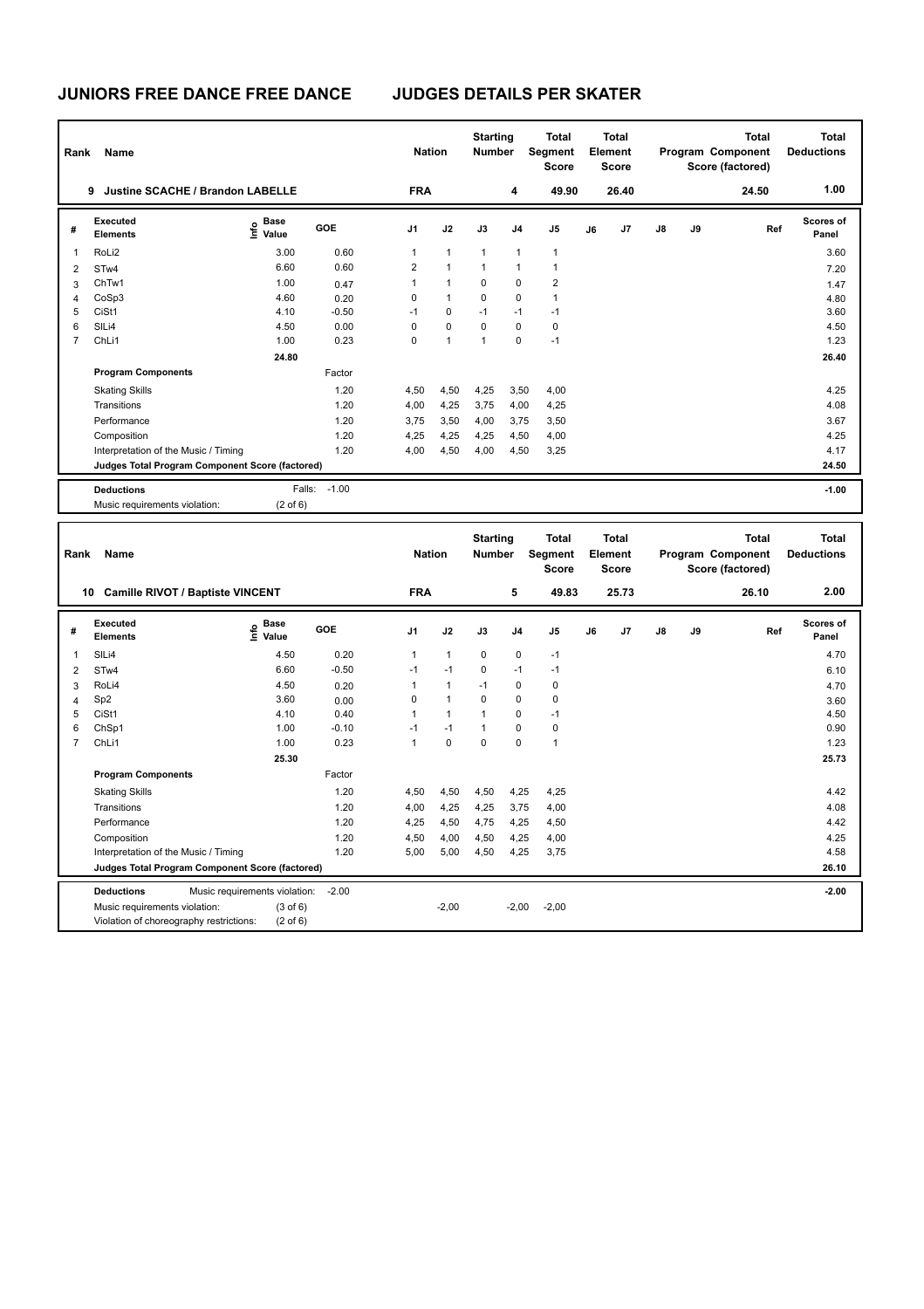# JUNIORS FREE DANCE FREE DANCE JUDGES DETAILS PER SKATER

| Rank | Name | Nation | Starting Number | Total Segment Score | Total Element Score | Total Program Component Score (factored) | Total Deductions |
|---|---|---|---|---|---|---|---|
| 9 | Justine SCACHE / Brandon LABELLE | FRA | 4 | 49.90 | 26.40 | 24.50 | 1.00 |

| # | Executed Elements | Info | Base Value | GOE | J1 | J2 | J3 | J4 | J5 | J6 | J7 | J8 | J9 | Ref | Scores of Panel |
|---|---|---|---|---|---|---|---|---|---|---|---|---|---|---|---|
| 1 | RoLi2 | | 3.00 | 0.60 | 1 | 1 | 1 | 1 | 1 | | | | | | 3.60 |
| 2 | STw4 | | 6.60 | 0.60 | 2 | 1 | 1 | 1 | 1 | | | | | | 7.20 |
| 3 | ChTw1 | | 1.00 | 0.47 | 1 | 1 | 0 | 0 | 2 | | | | | | 1.47 |
| 4 | CoSp3 | | 4.60 | 0.20 | 0 | 1 | 0 | 0 | 1 | | | | | | 4.80 |
| 5 | CiSt1 | | 4.10 | -0.50 | -1 | 0 | -1 | -1 | -1 | | | | | | 3.60 |
| 6 | SlLi4 | | 4.50 | 0.00 | 0 | 0 | 0 | 0 | 0 | | | | | | 4.50 |
| 7 | ChLi1 | | 1.00 | 0.23 | 0 | 1 | 1 | 0 | -1 | | | | | | 1.23 |
| | | | 24.80 | | | | | | | | | | | | 26.40 |
| | **Program Components** | | | Factor | | | | | | | | | | | |
| | Skating Skills | | | 1.20 | 4,50 | 4,50 | 4,25 | 3,50 | 4,00 | | | | | | 4.25 |
| | Transitions | | | 1.20 | 4,00 | 4,25 | 3,75 | 4,00 | 4,25 | | | | | | 4.08 |
| | Performance | | | 1.20 | 3,75 | 3,50 | 4,00 | 3,75 | 3,50 | | | | | | 3.67 |
| | Composition | | | 1.20 | 4,25 | 4,25 | 4,25 | 4,50 | 4,00 | | | | | | 4.25 |
| | Interpretation of the Music / Timing | | | 1.20 | 4,00 | 4,50 | 4,00 | 4,50 | 3,25 | | | | | | 4.17 |
| | **Judges Total Program Component Score (factored)** | | | | | | | | | | | | | | 24.50 |
| | **Deductions** | | Falls: | -1.00 | | | | | | | | | | | -1.00 |
| | Music requirements violation: | | (2 of 6) | | | | | | | | | | | | |

| Rank | Name | Nation | Starting Number | Total Segment Score | Total Element Score | Total Program Component Score (factored) | Total Deductions |
|---|---|---|---|---|---|---|---|
| 10 | Camille RIVOT / Baptiste VINCENT | FRA | 5 | 49.83 | 25.73 | 26.10 | 2.00 |

| # | Executed Elements | Info | Base Value | GOE | J1 | J2 | J3 | J4 | J5 | J6 | J7 | J8 | J9 | Ref | Scores of Panel |
|---|---|---|---|---|---|---|---|---|---|---|---|---|---|---|---|
| 1 | SlLi4 | | 4.50 | 0.20 | 1 | 1 | 0 | 0 | -1 | | | | | | 4.70 |
| 2 | STw4 | | 6.60 | -0.50 | -1 | -1 | 0 | -1 | -1 | | | | | | 6.10 |
| 3 | RoLi4 | | 4.50 | 0.20 | 1 | 1 | -1 | 0 | 0 | | | | | | 4.70 |
| 4 | Sp2 | | 3.60 | 0.00 | 0 | 1 | 0 | 0 | 0 | | | | | | 3.60 |
| 5 | CiSt1 | | 4.10 | 0.40 | 1 | 1 | 1 | 0 | -1 | | | | | | 4.50 |
| 6 | ChSp1 | | 1.00 | -0.10 | -1 | -1 | 1 | 0 | 0 | | | | | | 0.90 |
| 7 | ChLi1 | | 1.00 | 0.23 | 1 | 0 | 0 | 0 | 1 | | | | | | 1.23 |
| | | | 25.30 | | | | | | | | | | | | 25.73 |
| | **Program Components** | | | Factor | | | | | | | | | | | |
| | Skating Skills | | | 1.20 | 4,50 | 4,50 | 4,50 | 4,25 | 4,25 | | | | | | 4.42 |
| | Transitions | | | 1.20 | 4,00 | 4,25 | 4,25 | 3,75 | 4,00 | | | | | | 4.08 |
| | Performance | | | 1.20 | 4,25 | 4,50 | 4,75 | 4,25 | 4,50 | | | | | | 4.42 |
| | Composition | | | 1.20 | 4,50 | 4,00 | 4,50 | 4,25 | 4,00 | | | | | | 4.25 |
| | Interpretation of the Music / Timing | | | 1.20 | 5,00 | 5,00 | 4,50 | 4,25 | 3,75 | | | | | | 4.58 |
| | **Judges Total Program Component Score (factored)** | | | | | | | | | | | | | | 26.10 |
| | **Deductions** | | Music requirements violation: | -2.00 | | | | | | | | | | | -2.00 |
| | Music requirements violation: | | (3 of 6) | | | -2,00 | | -2,00 | -2,00 | | | | | | |
| | Violation of choreography restrictions: | | (2 of 6) | | | | | | | | | | | | |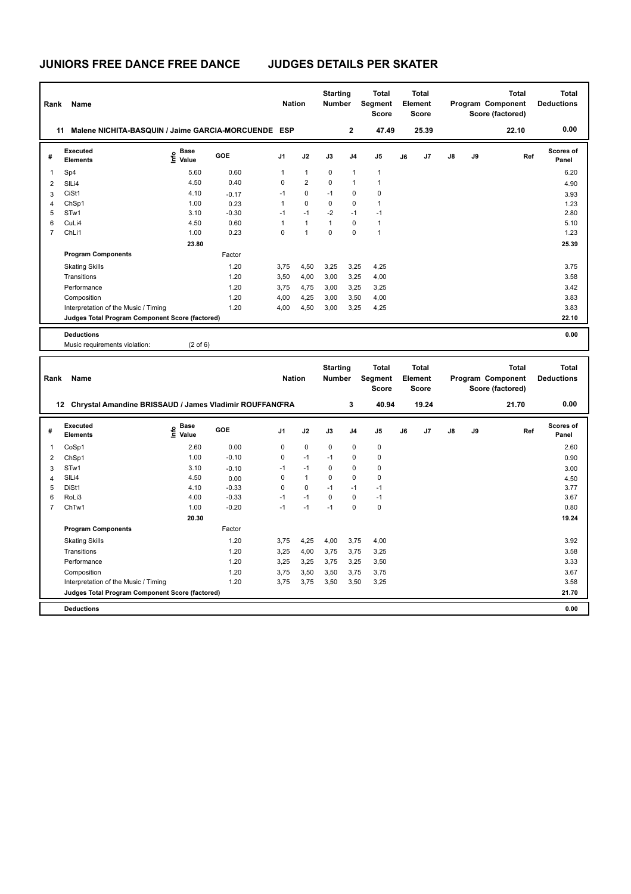# JUNIORS FREE DANCE FREE DANCE JUDGES DETAILS PER SKATER

| Rank | Name | Nation | Starting Number | Total Segment Score | Total Element Score | Total Program Component Score (factored) | Total Deductions |
|---|---|---|---|---|---|---|---|
| 11 | Malene NICHITA-BASQUIN / Jaime GARCIA-MORCUENDE | ESP | 2 | 47.49 | 25.39 | 22.10 | 0.00 |

| # | Executed Elements | Info | Base Value | GOE | J1 | J2 | J3 | J4 | J5 | J6 | J7 | J8 | J9 | Ref | Scores of Panel |
|---|---|---|---|---|---|---|---|---|---|---|---|---|---|---|---|
| 1 | Sp4 | | 5.60 | 0.60 | 1 | 1 | 0 | 1 | 1 | | | | | | 6.20 |
| 2 | SlLi4 | | 4.50 | 0.40 | 0 | 2 | 0 | 1 | 1 | | | | | | 4.90 |
| 3 | CiSt1 | | 4.10 | -0.17 | -1 | 0 | -1 | 0 | 0 | | | | | | 3.93 |
| 4 | ChSp1 | | 1.00 | 0.23 | 1 | 0 | 0 | 0 | 1 | | | | | | 1.23 |
| 5 | STw1 | | 3.10 | -0.30 | -1 | -1 | -2 | -1 | -1 | | | | | | 2.80 |
| 6 | CuLi4 | | 4.50 | 0.60 | 1 | 1 | 1 | 0 | 1 | | | | | | 5.10 |
| 7 | ChLi1 | | 1.00 | 0.23 | 0 | 1 | 0 | 0 | 1 | | | | | | 1.23 |
| | | | 23.80 | | | | | | | | | | | | 25.39 |
| | **Program Components** | | | Factor | | | | | | | | | | | |
| | Skating Skills | | | 1.20 | 3,75 | 4,50 | 3,25 | 3,25 | 4,25 | | | | | | 3.75 |
| | Transitions | | | 1.20 | 3,50 | 4,00 | 3,00 | 3,25 | 4,00 | | | | | | 3.58 |
| | Performance | | | 1.20 | 3,75 | 4,75 | 3,00 | 3,25 | 3,25 | | | | | | 3.42 |
| | Composition | | | 1.20 | 4,00 | 4,25 | 3,00 | 3,50 | 4,00 | | | | | | 3.83 |
| | Interpretation of the Music / Timing | | | 1.20 | 4,00 | 4,50 | 3,00 | 3,25 | 4,25 | | | | | | 3.83 |
| | **Judges Total Program Component Score (factored)** | | | | | | | | | | | | | | 22.10 |
| | **Deductions** | | | | | | | | | | | | | | 0.00 |
| | Music requirements violation: | | (2 of 6) | | | | | | | | | | | | |

| Rank | Name | Nation | Starting Number | Total Segment Score | Total Element Score | Total Program Component Score (factored) | Total Deductions |
|---|---|---|---|---|---|---|---|
| 12 | Chrystal Amandine BRISSAUD / James Vladimir ROUFFANCHE | FRA | 3 | 40.94 | 19.24 | 21.70 | 0.00 |

| # | Executed Elements | Info | Base Value | GOE | J1 | J2 | J3 | J4 | J5 | J6 | J7 | J8 | J9 | Ref | Scores of Panel |
|---|---|---|---|---|---|---|---|---|---|---|---|---|---|---|---|
| 1 | CoSp1 | | 2.60 | 0.00 | 0 | 0 | 0 | 0 | 0 | | | | | | 2.60 |
| 2 | ChSp1 | | 1.00 | -0.10 | 0 | -1 | -1 | 0 | 0 | | | | | | 0.90 |
| 3 | STw1 | | 3.10 | -0.10 | -1 | -1 | 0 | 0 | 0 | | | | | | 3.00 |
| 4 | SlLi4 | | 4.50 | 0.00 | 0 | 1 | 0 | 0 | 0 | | | | | | 4.50 |
| 5 | DiSt1 | | 4.10 | -0.33 | 0 | 0 | -1 | -1 | -1 | | | | | | 3.77 |
| 6 | RoLi3 | | 4.00 | -0.33 | -1 | -1 | 0 | 0 | -1 | | | | | | 3.67 |
| 7 | ChTw1 | | 1.00 | -0.20 | -1 | -1 | -1 | 0 | 0 | | | | | | 0.80 |
| | | | 20.30 | | | | | | | | | | | | 19.24 |
| | **Program Components** | | | Factor | | | | | | | | | | | |
| | Skating Skills | | | 1.20 | 3,75 | 4,25 | 4,00 | 3,75 | 4,00 | | | | | | 3.92 |
| | Transitions | | | 1.20 | 3,25 | 4,00 | 3,75 | 3,75 | 3,25 | | | | | | 3.58 |
| | Performance | | | 1.20 | 3,25 | 3,25 | 3,75 | 3,25 | 3,50 | | | | | | 3.33 |
| | Composition | | | 1.20 | 3,75 | 3,50 | 3,50 | 3,75 | 3,75 | | | | | | 3.67 |
| | Interpretation of the Music / Timing | | | 1.20 | 3,75 | 3,75 | 3,50 | 3,50 | 3,25 | | | | | | 3.58 |
| | **Judges Total Program Component Score (factored)** | | | | | | | | | | | | | | 21.70 |
| | **Deductions** | | | | | | | | | | | | | | 0.00 |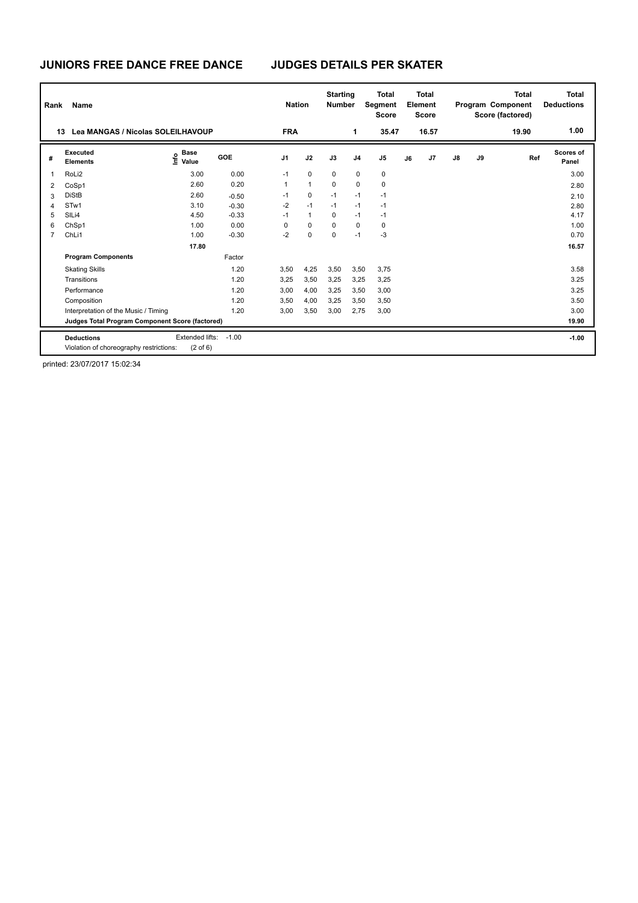# JUNIORS FREE DANCE FREE DANCE  JUDGES DETAILS PER SKATER

| Rank | Name | Nation | Starting Number | Total Segment Score | Total Element Score | Total Program Component Score (factored) | Total Deductions |
|---|---|---|---|---|---|---|---|
| 13 | Lea MANGAS / Nicolas SOLEILHAVOUP | FRA | 1 | 35.47 | 16.57 | 19.90 | 1.00 |

| # | Executed Elements | Info | Base Value | GOE | J1 | J2 | J3 | J4 | J5 | J6 | J7 | J8 | J9 | Ref | Scores of Panel |
|---|---|---|---|---|---|---|---|---|---|---|---|---|---|---|---|
| 1 | RoLi2 | | 3.00 | 0.00 | -1 | 0 | 0 | 0 | 0 | | | | | | 3.00 |
| 2 | CoSp1 | | 2.60 | 0.20 | 1 | 1 | 0 | 0 | 0 | | | | | | 2.80 |
| 3 | DiStB | | 2.60 | -0.50 | -1 | 0 | -1 | -1 | -1 | | | | | | 2.10 |
| 4 | STw1 | | 3.10 | -0.30 | -2 | -1 | -1 | -1 | -1 | | | | | | 2.80 |
| 5 | SlLi4 | | 4.50 | -0.33 | -1 | 1 | 0 | -1 | -1 | | | | | | 4.17 |
| 6 | ChSp1 | | 1.00 | 0.00 | 0 | 0 | 0 | 0 | 0 | | | | | | 1.00 |
| 7 | ChLi1 | | 1.00 | -0.30 | -2 | 0 | 0 | -1 | -3 | | | | | | 0.70 |
| | | | 17.80 | | | | | | | | | | | | 16.57 |
| | **Program Components** | | | Factor | | | | | | | | | | | |
| | Skating Skills | | | 1.20 | 3,50 | 4,25 | 3,50 | 3,50 | 3,75 | | | | | | 3.58 |
| | Transitions | | | 1.20 | 3,25 | 3,50 | 3,25 | 3,25 | 3,25 | | | | | | 3.25 |
| | Performance | | | 1.20 | 3,00 | 4,00 | 3,25 | 3,50 | 3,00 | | | | | | 3.25 |
| | Composition | | | 1.20 | 3,50 | 4,00 | 3,25 | 3,50 | 3,50 | | | | | | 3.50 |
| | Interpretation of the Music / Timing | | | 1.20 | 3,00 | 3,50 | 3,00 | 2,75 | 3,00 | | | | | | 3.00 |
| | **Judges Total Program Component Score (factored)** | | | | | | | | | | | | | | 19.90 |
| | **Deductions** | | Extended lifts: | -1.00 | | | | | | | | | | | -1.00 |
| | Violation of choreography restrictions: | | (2 of 6) | | | | | | | | | | | | |

printed: 23/07/2017 15:02:34